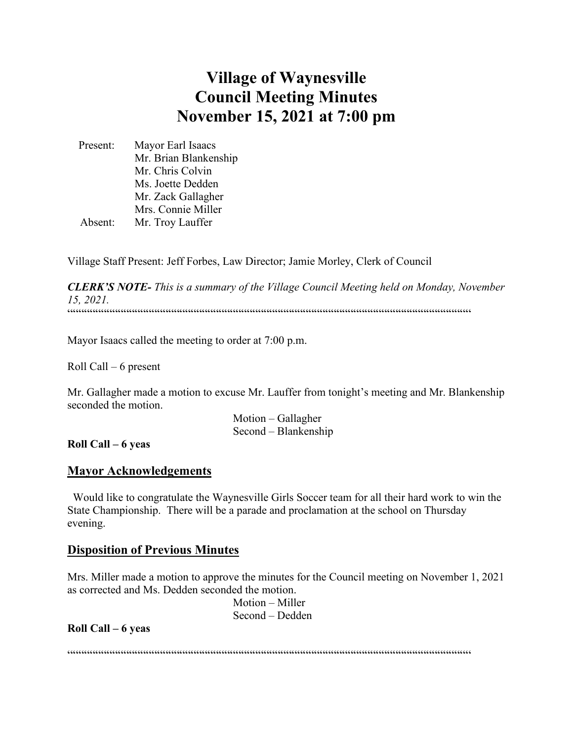# Village of Waynesville
# Council Meeting Minutes
# November 15, 2021 at 7:00 pm

Present: Mayor Earl Isaacs
Mr. Brian Blankenship
Mr. Chris Colvin
Ms. Joette Dedden
Mr. Zack Gallagher
Mrs. Connie Miller

Absent: Mr. Troy Lauffer

Village Staff Present: Jeff Forbes, Law Director; Jamie Morley, Clerk of Council

***CLERK'S NOTE-*** *This is a summary of the Village Council Meeting held on Monday, November 15, 2021.*

""""""""""""""""""""""""""""""""""""""""""""""""""""""""""""""""""""""""""""""""""""""""""""""""""""""""""""""""""""""""""""""""""""""""""""""""""""

Mayor Isaacs called the meeting to order at 7:00 p.m.

Roll Call – 6 present

Mr. Gallagher made a motion to excuse Mr. Lauffer from tonight's meeting and Mr. Blankenship seconded the motion.

Motion – Gallagher
Second – Blankenship

**Roll Call – 6 yeas**

## Mayor Acknowledgements

Would like to congratulate the Waynesville Girls Soccer team for all their hard work to win the State Championship. There will be a parade and proclamation at the school on Thursday evening.

## Disposition of Previous Minutes

Mrs. Miller made a motion to approve the minutes for the Council meeting on November 1, 2021 as corrected and Ms. Dedden seconded the motion.

Motion – Miller
Second – Dedden

**Roll Call – 6 yeas**

""""""""""""""""""""""""""""""""""""""""""""""""""""""""""""""""""""""""""""""""""""""""""""""""""""""""""""""""""""""""""""""""""""""""""""""""""""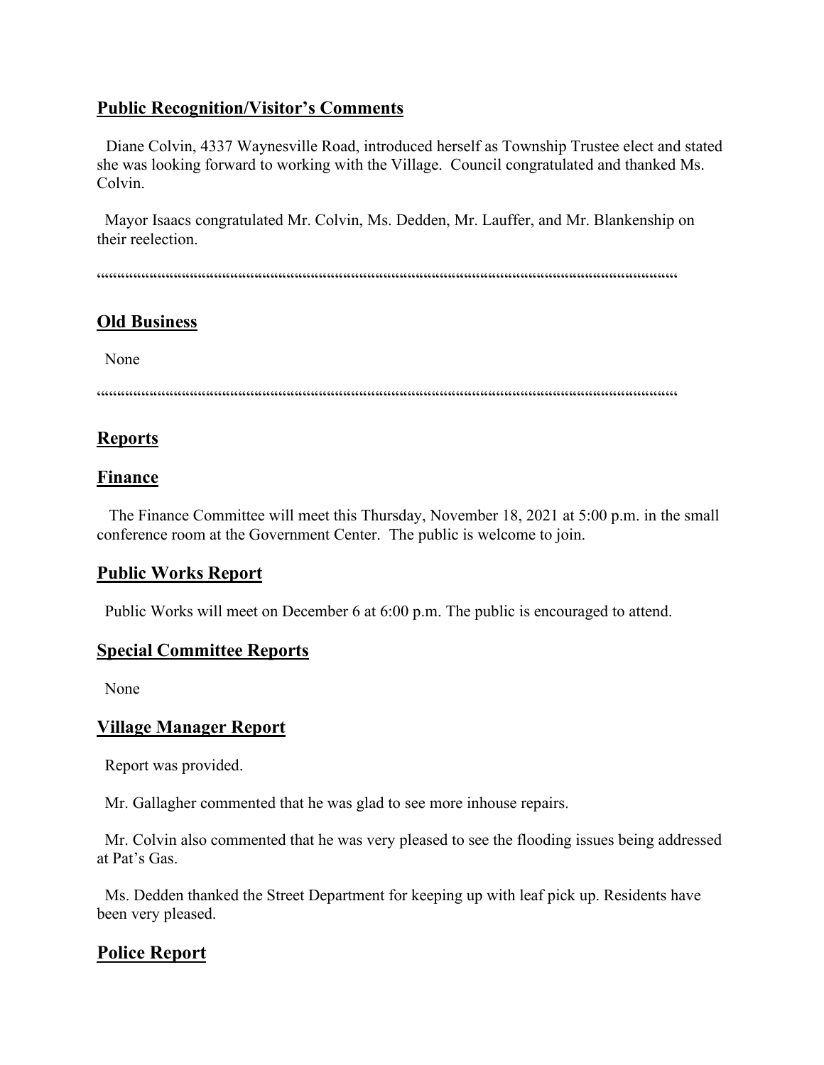## Public Recognition/Visitor's Comments

Diane Colvin, 4337 Waynesville Road, introduced herself as Township Trustee elect and stated she was looking forward to working with the Village. Council congratulated and thanked Ms. Colvin.

Mayor Isaacs congratulated Mr. Colvin, Ms. Dedden, Mr. Lauffer, and Mr. Blankenship on their reelection.

""""""""""""""""""""""""""""""""""""""""""""""""""""""""""""""""""""""""""""""""""""""""""

## Old Business

None

""""""""""""""""""""""""""""""""""""""""""""""""""""""""""""""""""""""""""""""""""""""""""

## Reports

## Finance

The Finance Committee will meet this Thursday, November 18, 2021 at 5:00 p.m. in the small conference room at the Government Center. The public is welcome to join.

## Public Works Report

Public Works will meet on December 6 at 6:00 p.m. The public is encouraged to attend.

## Special Committee Reports

None

## Village Manager Report

Report was provided.

Mr. Gallagher commented that he was glad to see more inhouse repairs.

Mr. Colvin also commented that he was very pleased to see the flooding issues being addressed at Pat's Gas.

Ms. Dedden thanked the Street Department for keeping up with leaf pick up. Residents have been very pleased.

## Police Report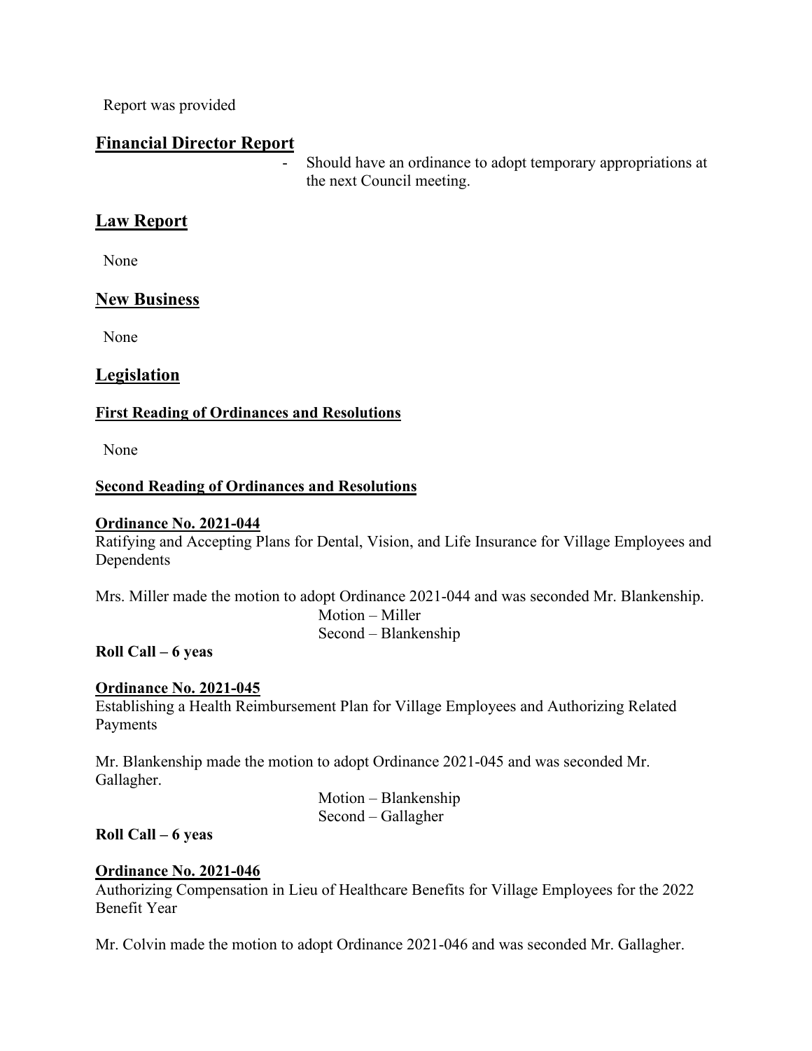Report was provided

## Financial Director Report

- Should have an ordinance to adopt temporary appropriations at the next Council meeting.

## Law Report

None

## New Business

None

## Legislation

### First Reading of Ordinances and Resolutions

None

### Second Reading of Ordinances and Resolutions

**Ordinance No. 2021-044**

Ratifying and Accepting Plans for Dental, Vision, and Life Insurance for Village Employees and Dependents

Mrs. Miller made the motion to adopt Ordinance 2021-044 and was seconded Mr. Blankenship.

Motion – Miller
Second – Blankenship

**Roll Call – 6 yeas**

**Ordinance No. 2021-045**

Establishing a Health Reimbursement Plan for Village Employees and Authorizing Related Payments

Mr. Blankenship made the motion to adopt Ordinance 2021-045 and was seconded Mr. Gallagher.

Motion – Blankenship
Second – Gallagher

**Roll Call – 6 yeas**

**Ordinance No. 2021-046**

Authorizing Compensation in Lieu of Healthcare Benefits for Village Employees for the 2022 Benefit Year

Mr. Colvin made the motion to adopt Ordinance 2021-046 and was seconded Mr. Gallagher.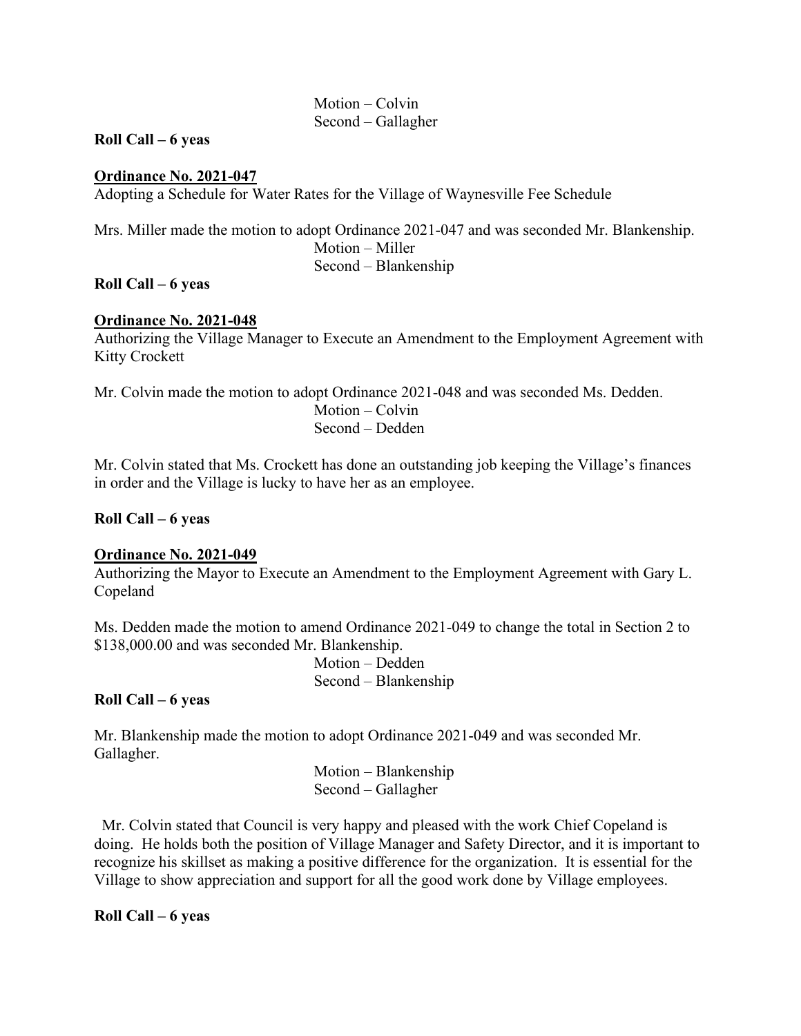Motion – Colvin
Second – Gallagher

**Roll Call – 6 yeas**

**Ordinance No. 2021-047**

Adopting a Schedule for Water Rates for the Village of Waynesville Fee Schedule

Mrs. Miller made the motion to adopt Ordinance 2021-047 and was seconded Mr. Blankenship.

Motion – Miller
Second – Blankenship

**Roll Call – 6 yeas**

**Ordinance No. 2021-048**

Authorizing the Village Manager to Execute an Amendment to the Employment Agreement with Kitty Crockett

Mr. Colvin made the motion to adopt Ordinance 2021-048 and was seconded Ms. Dedden.

Motion – Colvin
Second – Dedden

Mr. Colvin stated that Ms. Crockett has done an outstanding job keeping the Village's finances in order and the Village is lucky to have her as an employee.

**Roll Call – 6 yeas**

**Ordinance No. 2021-049**

Authorizing the Mayor to Execute an Amendment to the Employment Agreement with Gary L. Copeland

Ms. Dedden made the motion to amend Ordinance 2021-049 to change the total in Section 2 to $138,000.00 and was seconded Mr. Blankenship.

Motion – Dedden
Second – Blankenship

**Roll Call – 6 yeas**

Mr. Blankenship made the motion to adopt Ordinance 2021-049 and was seconded Mr. Gallagher.

Motion – Blankenship
Second – Gallagher

Mr. Colvin stated that Council is very happy and pleased with the work Chief Copeland is doing. He holds both the position of Village Manager and Safety Director, and it is important to recognize his skillset as making a positive difference for the organization. It is essential for the Village to show appreciation and support for all the good work done by Village employees.

**Roll Call – 6 yeas**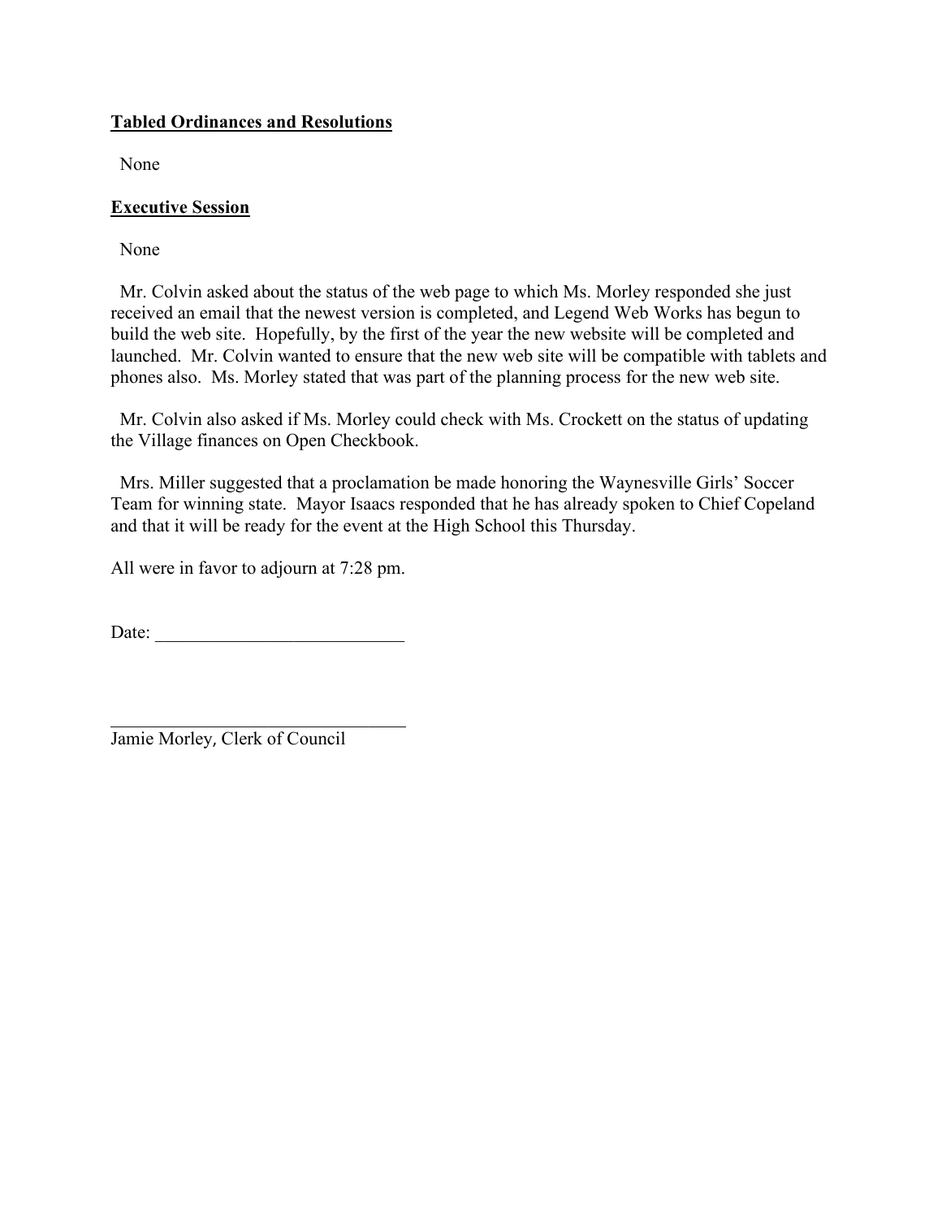**Tabled Ordinances and Resolutions**

None

**Executive Session**

None

Mr. Colvin asked about the status of the web page to which Ms. Morley responded she just received an email that the newest version is completed, and Legend Web Works has begun to build the web site. Hopefully, by the first of the year the new website will be completed and launched. Mr. Colvin wanted to ensure that the new web site will be compatible with tablets and phones also. Ms. Morley stated that was part of the planning process for the new web site.

Mr. Colvin also asked if Ms. Morley could check with Ms. Crockett on the status of updating the Village finances on Open Checkbook.

Mrs. Miller suggested that a proclamation be made honoring the Waynesville Girls' Soccer Team for winning state. Mayor Isaacs responded that he has already spoken to Chief Copeland and that it will be ready for the event at the High School this Thursday.

All were in favor to adjourn at 7:28 pm.

Date: ___________________________

_________________________________
Jamie Morley, Clerk of Council